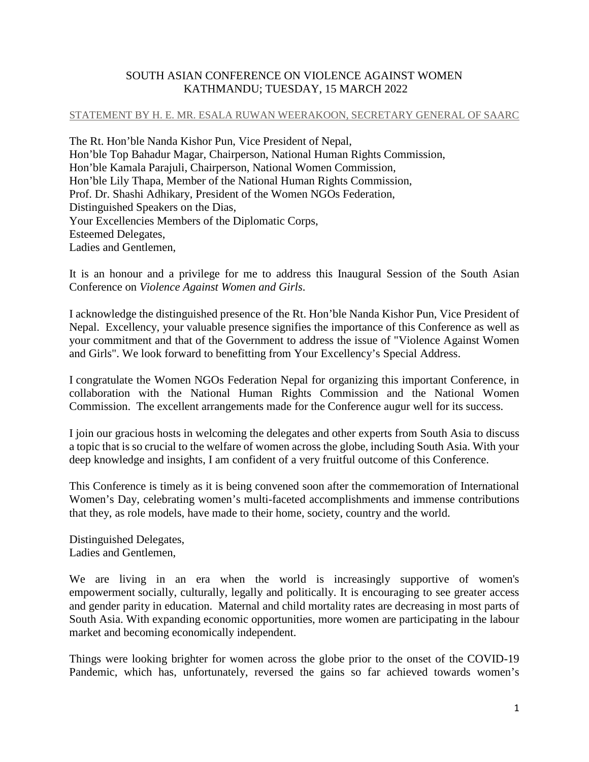SOUTH ASIAN CONFERENCE ON VIOLENCE AGAINST WOMEN
KATHMANDU; TUESDAY, 15 MARCH 2022

STATEMENT BY H. E. MR. ESALA RUWAN WEERAKOON, SECRETARY GENERAL OF SAARC

The Rt. Hon'ble Nanda Kishor Pun, Vice President of Nepal,
Hon'ble Top Bahadur Magar, Chairperson, National Human Rights Commission,
Hon'ble Kamala Parajuli, Chairperson, National Women Commission,
Hon'ble Lily Thapa, Member of the National Human Rights Commission,
Prof. Dr. Shashi Adhikary, President of the Women NGOs Federation,
Distinguished Speakers on the Dias,
Your Excellencies Members of the Diplomatic Corps,
Esteemed Delegates,
Ladies and Gentlemen,

It is an honour and a privilege for me to address this Inaugural Session of the South Asian Conference on *Violence Against Women and Girls*.

I acknowledge the distinguished presence of the Rt. Hon'ble Nanda Kishor Pun, Vice President of Nepal. Excellency, your valuable presence signifies the importance of this Conference as well as your commitment and that of the Government to address the issue of "Violence Against Women and Girls". We look forward to benefitting from Your Excellency's Special Address.

I congratulate the Women NGOs Federation Nepal for organizing this important Conference, in collaboration with the National Human Rights Commission and the National Women Commission. The excellent arrangements made for the Conference augur well for its success.

I join our gracious hosts in welcoming the delegates and other experts from South Asia to discuss a topic that is so crucial to the welfare of women across the globe, including South Asia. With your deep knowledge and insights, I am confident of a very fruitful outcome of this Conference.

This Conference is timely as it is being convened soon after the commemoration of International Women's Day, celebrating women's multi-faceted accomplishments and immense contributions that they, as role models, have made to their home, society, country and the world.

Distinguished Delegates,
Ladies and Gentlemen,

We are living in an era when the world is increasingly supportive of women's empowerment socially, culturally, legally and politically. It is encouraging to see greater access and gender parity in education. Maternal and child mortality rates are decreasing in most parts of South Asia. With expanding economic opportunities, more women are participating in the labour market and becoming economically independent.

Things were looking brighter for women across the globe prior to the onset of the COVID-19 Pandemic, which has, unfortunately, reversed the gains so far achieved towards women's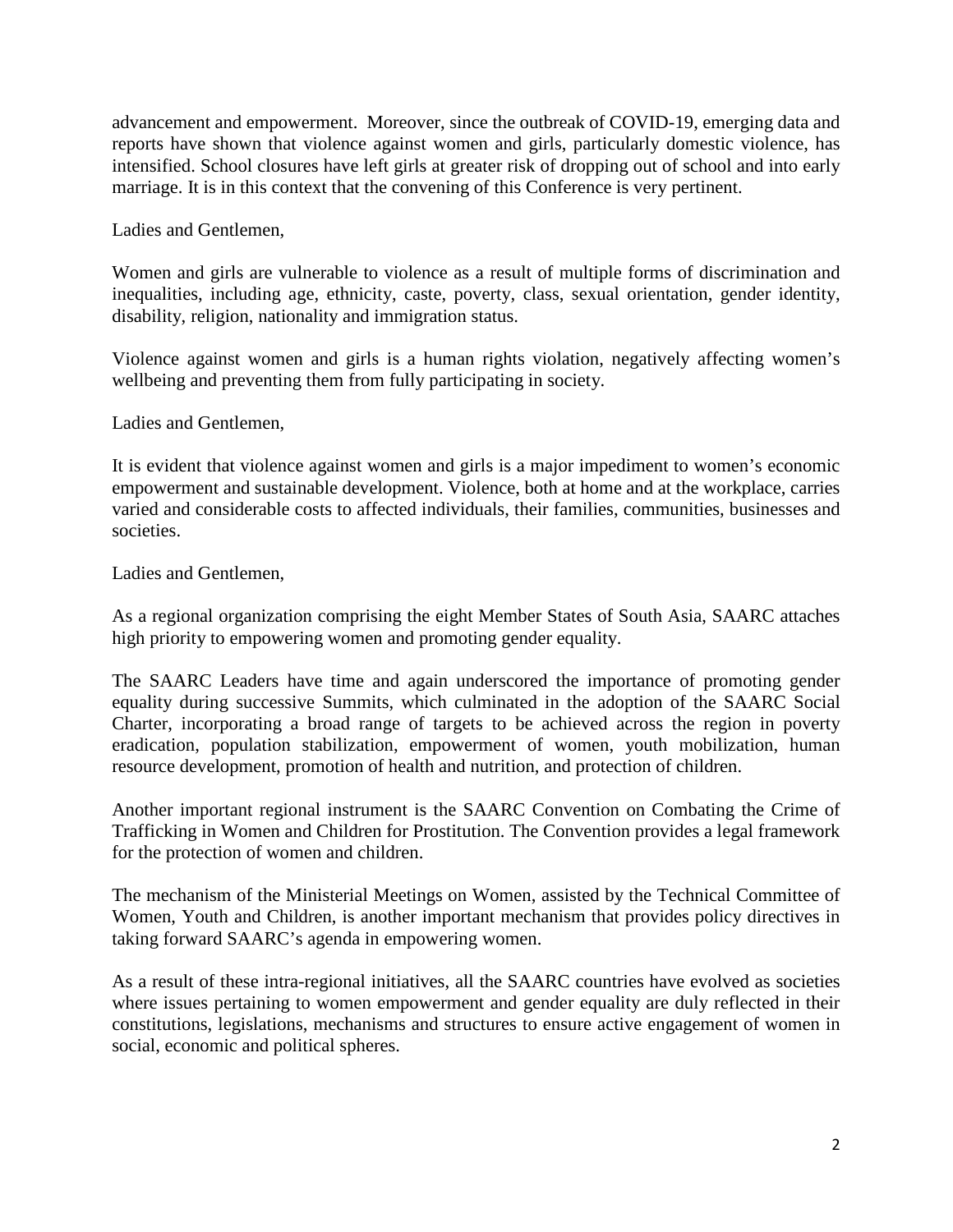advancement and empowerment. Moreover, since the outbreak of COVID-19, emerging data and reports have shown that violence against women and girls, particularly domestic violence, has intensified. School closures have left girls at greater risk of dropping out of school and into early marriage. It is in this context that the convening of this Conference is very pertinent.

Ladies and Gentlemen,

Women and girls are vulnerable to violence as a result of multiple forms of discrimination and inequalities, including age, ethnicity, caste, poverty, class, sexual orientation, gender identity, disability, religion, nationality and immigration status.

Violence against women and girls is a human rights violation, negatively affecting women's wellbeing and preventing them from fully participating in society.

Ladies and Gentlemen,

It is evident that violence against women and girls is a major impediment to women's economic empowerment and sustainable development. Violence, both at home and at the workplace, carries varied and considerable costs to affected individuals, their families, communities, businesses and societies.

Ladies and Gentlemen,

As a regional organization comprising the eight Member States of South Asia, SAARC attaches high priority to empowering women and promoting gender equality.

The SAARC Leaders have time and again underscored the importance of promoting gender equality during successive Summits, which culminated in the adoption of the SAARC Social Charter, incorporating a broad range of targets to be achieved across the region in poverty eradication, population stabilization, empowerment of women, youth mobilization, human resource development, promotion of health and nutrition, and protection of children.

Another important regional instrument is the SAARC Convention on Combating the Crime of Trafficking in Women and Children for Prostitution. The Convention provides a legal framework for the protection of women and children.

The mechanism of the Ministerial Meetings on Women, assisted by the Technical Committee of Women, Youth and Children, is another important mechanism that provides policy directives in taking forward SAARC's agenda in empowering women.

As a result of these intra-regional initiatives, all the SAARC countries have evolved as societies where issues pertaining to women empowerment and gender equality are duly reflected in their constitutions, legislations, mechanisms and structures to ensure active engagement of women in social, economic and political spheres.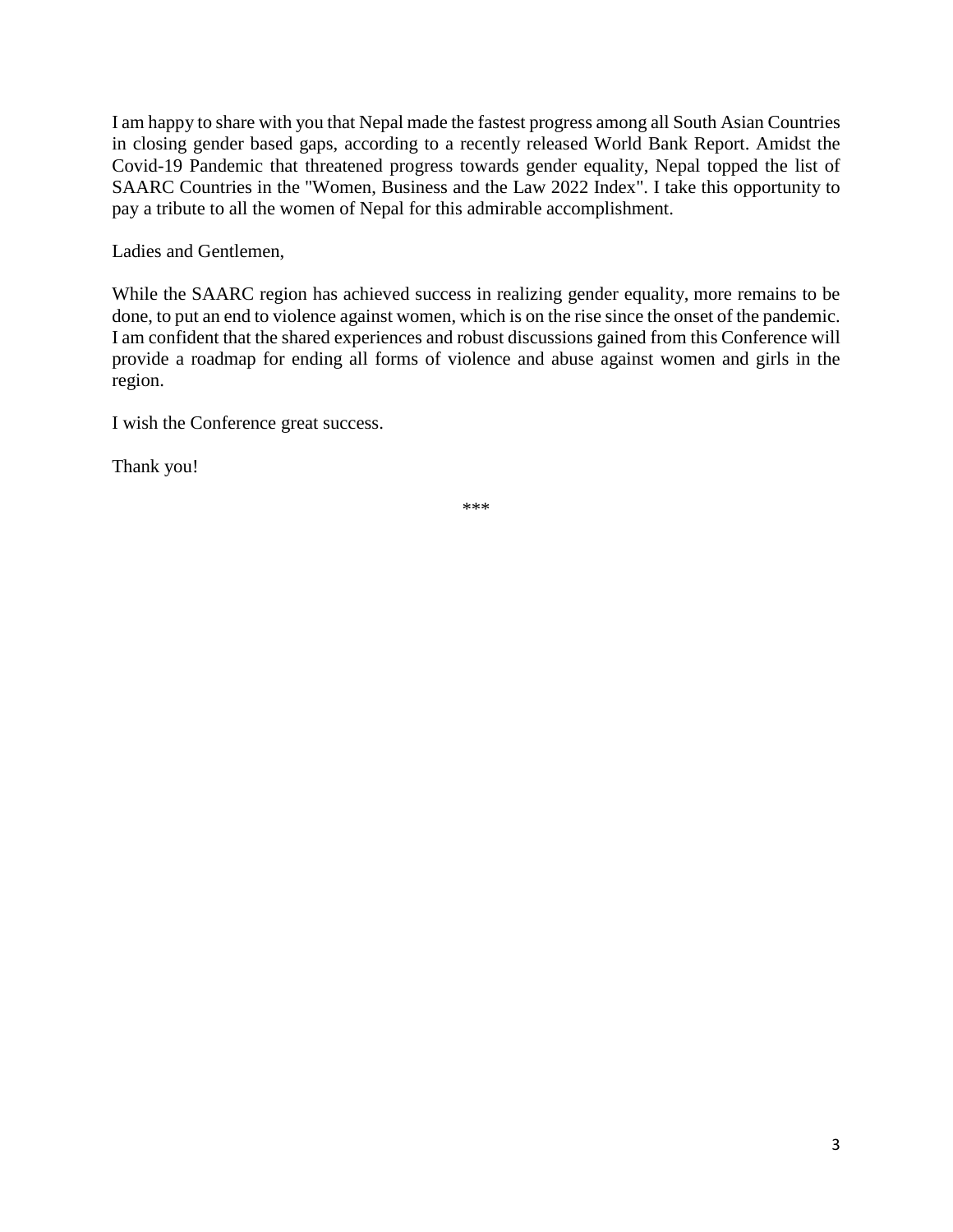I am happy to share with you that Nepal made the fastest progress among all South Asian Countries in closing gender based gaps, according to a recently released World Bank Report. Amidst the Covid-19 Pandemic that threatened progress towards gender equality, Nepal topped the list of SAARC Countries in the "Women, Business and the Law 2022 Index". I take this opportunity to pay a tribute to all the women of Nepal for this admirable accomplishment.

Ladies and Gentlemen,

While the SAARC region has achieved success in realizing gender equality, more remains to be done, to put an end to violence against women, which is on the rise since the onset of the pandemic. I am confident that the shared experiences and robust discussions gained from this Conference will provide a roadmap for ending all forms of violence and abuse against women and girls in the region.

I wish the Conference great success.

Thank you!

***